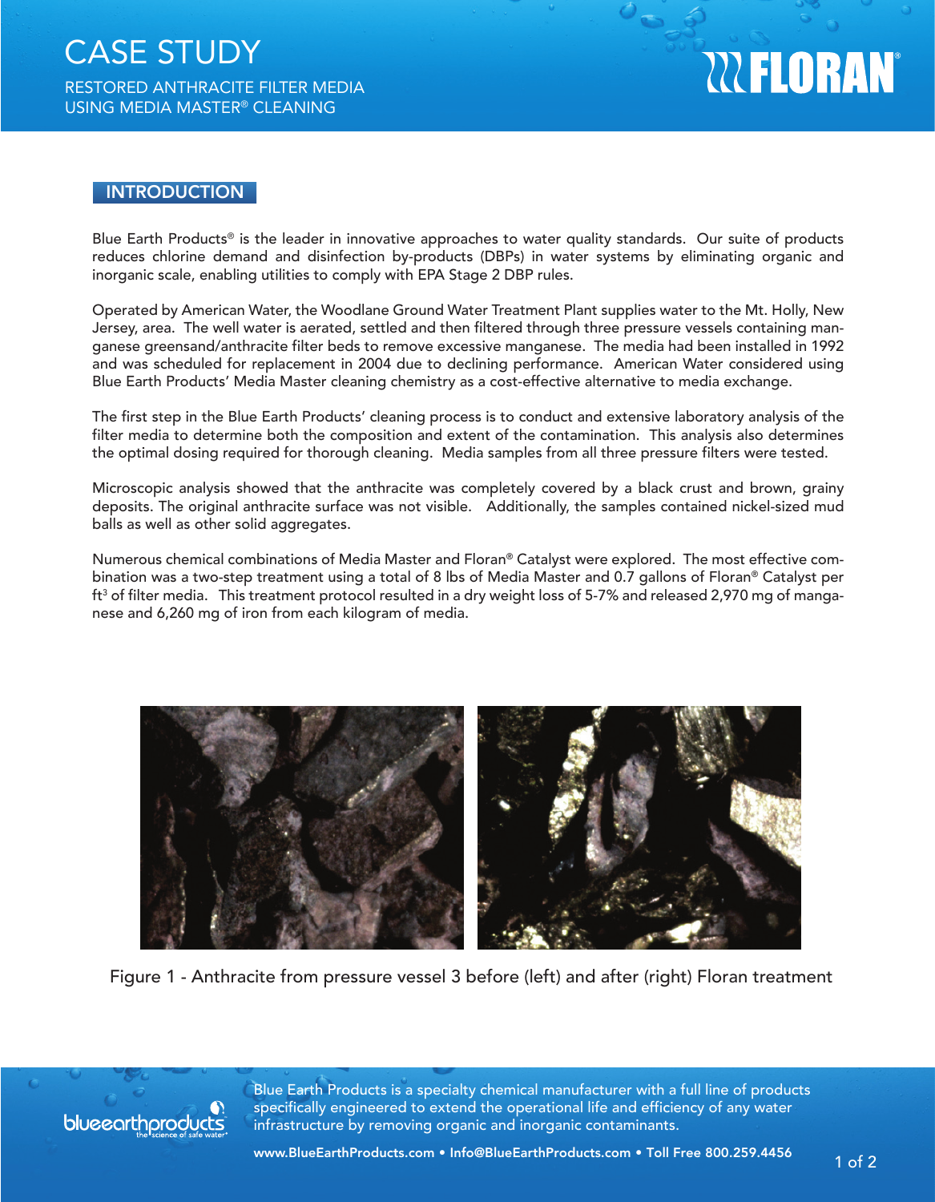# CASE STUDY

RESTORED ANTHRACITE FILTER MEDIA USING MEDIA MASTER® CLEANING

FLORAN®

## INTRODUCTION

Blue Earth Products® is the leader in innovative approaches to water quality standards. Our suite of products reduces chlorine demand and disinfection by-products (DBPs) in water systems by eliminating organic and inorganic scale, enabling utilities to comply with EPA Stage 2 DBP rules.

Operated by American Water, the Woodlane Ground Water Treatment Plant supplies water to the Mt. Holly, New Jersey, area. The well water is aerated, settled and then filtered through three pressure vessels containing manganese greensand/anthracite filter beds to remove excessive manganese. The media had been installed in 1992 and was scheduled for replacement in 2004 due to declining performance. American Water considered using Blue Earth Products' Media Master cleaning chemistry as a cost-effective alternative to media exchange.

The first step in the Blue Earth Products' cleaning process is to conduct and extensive laboratory analysis of the filter media to determine both the composition and extent of the contamination. This analysis also determines the optimal dosing required for thorough cleaning. Media samples from all three pressure filters were tested.

Microscopic analysis showed that the anthracite was completely covered by a black crust and brown, grainy deposits. The original anthracite surface was not visible. Additionally, the samples contained nickel-sized mud balls as well as other solid aggregates.

Numerous chemical combinations of Media Master and Floran® Catalyst were explored. The most effective combination was a two-step treatment using a total of 8 lbs of Media Master and 0.7 gallons of Floran® Catalyst per $ft^3$ of filter media. This treatment protocol resulted in a dry weight loss of 5-7% and released 2,970 mg of manganese and 6,260 mg of iron from each kilogram of media.

Figure 1 - Anthracite from pressure vessel 3 before (left) and after (right) Floran treatment

Blue Earth Products is a specialty chemical manufacturer with a full line of products specifically engineered to extend the operational life and efficiency of any water infrastructure by removing organic and inorganic contaminants.

blueearthproducts — the science of safe water®

www.BlueEarthProducts.com • Info@BlueEarthProducts.com • Toll Free 800.259.4456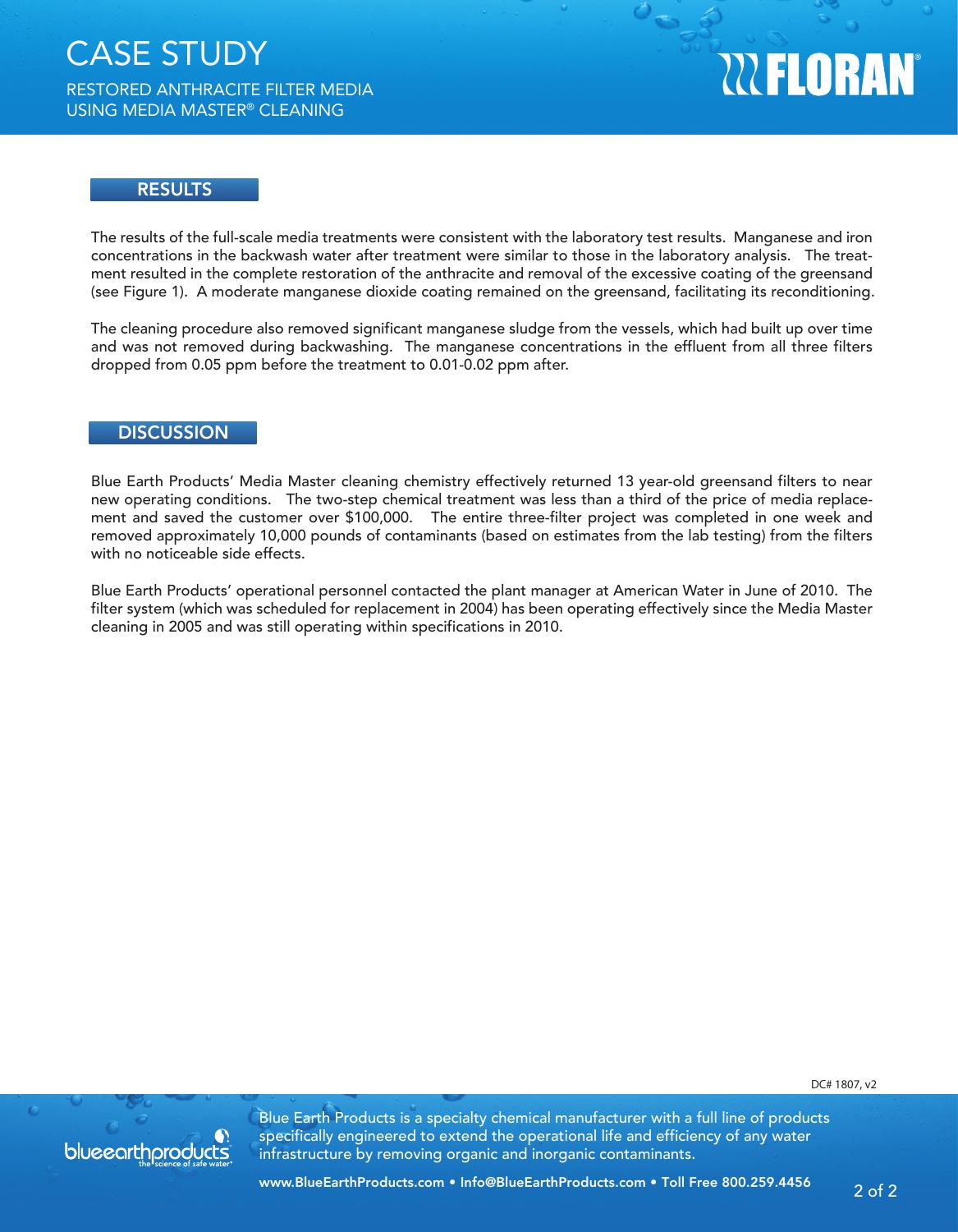## RESULTS

The results of the full-scale media treatments were consistent with the laboratory test results. Manganese and iron concentrations in the backwash water after treatment were similar to those in the laboratory analysis. The treatment resulted in the complete restoration of the anthracite and removal of the excessive coating of the greensand (see Figure 1). A moderate manganese dioxide coating remained on the greensand, facilitating its reconditioning.

The cleaning procedure also removed significant manganese sludge from the vessels, which had built up over time and was not removed during backwashing. The manganese concentrations in the effluent from all three filters dropped from 0.05 ppm before the treatment to 0.01-0.02 ppm after.

## DISCUSSION

Blue Earth Products' Media Master cleaning chemistry effectively returned 13 year-old greensand filters to near new operating conditions. The two-step chemical treatment was less than a third of the price of media replacement and saved the customer over $100,000. The entire three-filter project was completed in one week and removed approximately 10,000 pounds of contaminants (based on estimates from the lab testing) from the filters with no noticeable side effects.

Blue Earth Products' operational personnel contacted the plant manager at American Water in June of 2010. The filter system (which was scheduled for replacement in 2004) has been operating effectively since the Media Master cleaning in 2005 and was still operating within specifications in 2010.

DC# 1807, v2

Blue Earth Products is a specialty chemical manufacturer with a full line of products specifically engineered to extend the operational life and efficiency of any water infrastructure by removing organic and inorganic contaminants.

www.BlueEarthProducts.com • Info@BlueEarthProducts.com • Toll Free 800.259.4456